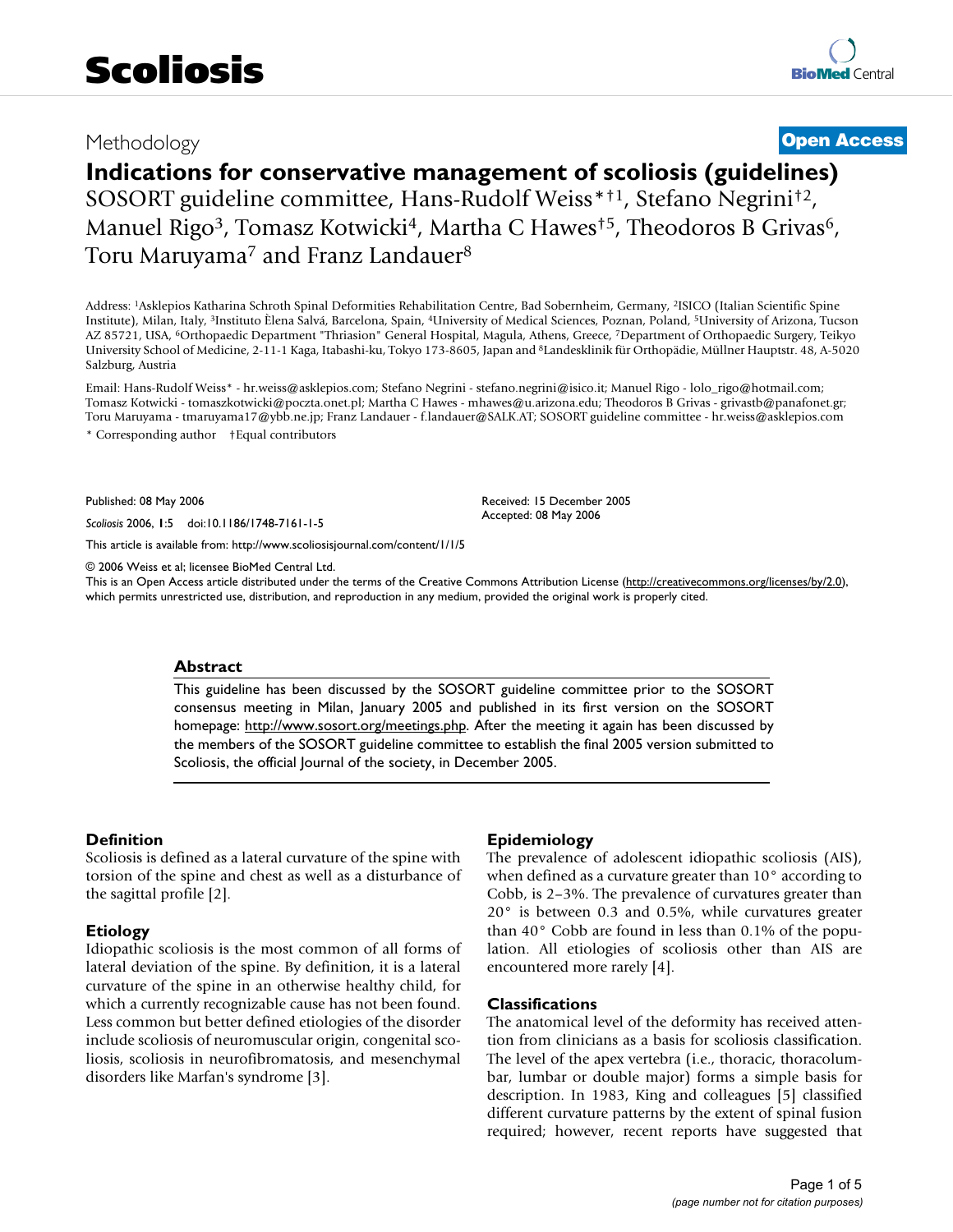Methodology

**Open Access**

# Indications for conservative management of scoliosis (guidelines)

SOSORT guideline committee, Hans-Rudolf Weiss*†1, Stefano Negrini†2, Manuel Rigo3, Tomasz Kotwicki4, Martha C Hawes†5, Theodoros B Grivas6, Toru Maruyama7 and Franz Landauer8

Address: 1Asklepios Katharina Schroth Spinal Deformities Rehabilitation Centre, Bad Sobernheim, Germany, 2ISICO (Italian Scientific Spine Institute), Milan, Italy, 3Instituto Èlena Salvá, Barcelona, Spain, 4University of Medical Sciences, Poznan, Poland, 5University of Arizona, Tucson AZ 85721, USA, 6Orthopaedic Department "Thriasion" General Hospital, Magula, Athens, Greece, 7Department of Orthopaedic Surgery, Teikyo University School of Medicine, 2-11-1 Kaga, Itabashi-ku, Tokyo 173-8605, Japan and 8Landesklinik für Orthopädie, Müllner Hauptstr. 48, A-5020 Salzburg, Austria

Email: Hans-Rudolf Weiss* - hr.weiss@asklepios.com; Stefano Negrini - stefano.negrini@isico.it; Manuel Rigo - lolo_rigo@hotmail.com; Tomasz Kotwicki - tomaszkotwicki@poczta.onet.pl; Martha C Hawes - mhawes@u.arizona.edu; Theodoros B Grivas - grivastb@panafonet.gr; Toru Maruyama - tmaruyama17@ybb.ne.jp; Franz Landauer - f.landauer@SALK.AT; SOSORT guideline committee - hr.weiss@asklepios.com

* Corresponding author †Equal contributors

Published: 08 May 2006

*Scoliosis* 2006, **1**:5 doi:10.1186/1748-7161-1-5

Received: 15 December 2005
Accepted: 08 May 2006

This article is available from: http://www.scoliosisjournal.com/content/1/1/5

© 2006 Weiss et al; licensee BioMed Central Ltd.
This is an Open Access article distributed under the terms of the Creative Commons Attribution License (http://creativecommons.org/licenses/by/2.0), which permits unrestricted use, distribution, and reproduction in any medium, provided the original work is properly cited.

## Abstract

This guideline has been discussed by the SOSORT guideline committee prior to the SOSORT consensus meeting in Milan, January 2005 and published in its first version on the SOSORT homepage: http://www.sosort.org/meetings.php. After the meeting it again has been discussed by the members of the SOSORT guideline committee to establish the final 2005 version submitted to Scoliosis, the official Journal of the society, in December 2005.

## Definition

Scoliosis is defined as a lateral curvature of the spine with torsion of the spine and chest as well as a disturbance of the sagittal profile [2].

## Etiology

Idiopathic scoliosis is the most common of all forms of lateral deviation of the spine. By definition, it is a lateral curvature of the spine in an otherwise healthy child, for which a currently recognizable cause has not been found. Less common but better defined etiologies of the disorder include scoliosis of neuromuscular origin, congenital scoliosis, scoliosis in neurofibromatosis, and mesenchymal disorders like Marfan's syndrome [3].

## Epidemiology

The prevalence of adolescent idiopathic scoliosis (AIS), when defined as a curvature greater than 10° according to Cobb, is 2–3%. The prevalence of curvatures greater than 20° is between 0.3 and 0.5%, while curvatures greater than 40° Cobb are found in less than 0.1% of the population. All etiologies of scoliosis other than AIS are encountered more rarely [4].

## Classifications

The anatomical level of the deformity has received attention from clinicians as a basis for scoliosis classification. The level of the apex vertebra (i.e., thoracic, thoracolumbar, lumbar or double major) forms a simple basis for description. In 1983, King and colleagues [5] classified different curvature patterns by the extent of spinal fusion required; however, recent reports have suggested that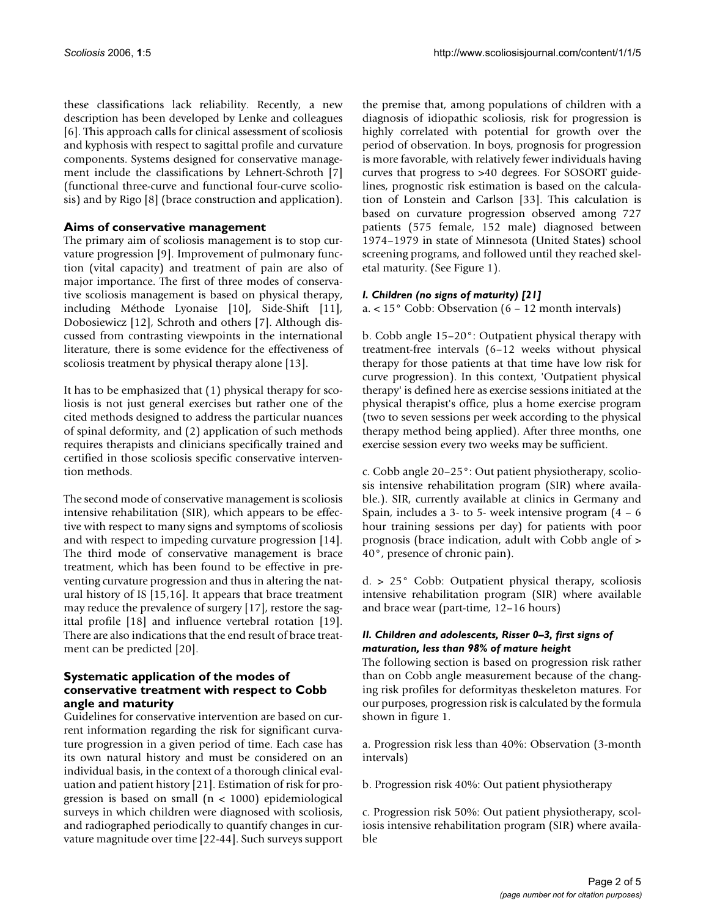these classifications lack reliability. Recently, a new description has been developed by Lenke and colleagues [6]. This approach calls for clinical assessment of scoliosis and kyphosis with respect to sagittal profile and curvature components. Systems designed for conservative management include the classifications by Lehnert-Schroth [7] (functional three-curve and functional four-curve scoliosis) and by Rigo [8] (brace construction and application).

## Aims of conservative management

The primary aim of scoliosis management is to stop curvature progression [9]. Improvement of pulmonary function (vital capacity) and treatment of pain are also of major importance. The first of three modes of conservative scoliosis management is based on physical therapy, including Méthode Lyonaise [10], Side-Shift [11], Dobosiewicz [12], Schroth and others [7]. Although discussed from contrasting viewpoints in the international literature, there is some evidence for the effectiveness of scoliosis treatment by physical therapy alone [13].

It has to be emphasized that (1) physical therapy for scoliosis is not just general exercises but rather one of the cited methods designed to address the particular nuances of spinal deformity, and (2) application of such methods requires therapists and clinicians specifically trained and certified in those scoliosis specific conservative intervention methods.

The second mode of conservative management is scoliosis intensive rehabilitation (SIR), which appears to be effective with respect to many signs and symptoms of scoliosis and with respect to impeding curvature progression [14]. The third mode of conservative management is brace treatment, which has been found to be effective in preventing curvature progression and thus in altering the natural history of IS [15,16]. It appears that brace treatment may reduce the prevalence of surgery [17], restore the sagittal profile [18] and influence vertebral rotation [19]. There are also indications that the end result of brace treatment can be predicted [20].

## Systematic application of the modes of conservative treatment with respect to Cobb angle and maturity

Guidelines for conservative intervention are based on current information regarding the risk for significant curvature progression in a given period of time. Each case has its own natural history and must be considered on an individual basis, in the context of a thorough clinical evaluation and patient history [21]. Estimation of risk for progression is based on small ($n < 1000$) epidemiological surveys in which children were diagnosed with scoliosis, and radiographed periodically to quantify changes in curvature magnitude over time [22-44]. Such surveys support the premise that, among populations of children with a diagnosis of idiopathic scoliosis, risk for progression is highly correlated with potential for growth over the period of observation. In boys, prognosis for progression is more favorable, with relatively fewer individuals having curves that progress to >40 degrees. For SOSORT guidelines, prognostic risk estimation is based on the calculation of Lonstein and Carlson [33]. This calculation is based on curvature progression observed among 727 patients (575 female, 152 male) diagnosed between 1974–1979 in state of Minnesota (United States) school screening programs, and followed until they reached skeletal maturity. (See Figure 1).

### *I. Children (no signs of maturity) [21]*

a. < 15° Cobb: Observation (6 – 12 month intervals)

b. Cobb angle 15–20°: Outpatient physical therapy with treatment-free intervals (6–12 weeks without physical therapy for those patients at that time have low risk for curve progression). In this context, 'Outpatient physical therapy' is defined here as exercise sessions initiated at the physical therapist's office, plus a home exercise program (two to seven sessions per week according to the physical therapy method being applied). After three months, one exercise session every two weeks may be sufficient.

c. Cobb angle 20–25°: Out patient physiotherapy, scoliosis intensive rehabilitation program (SIR) where available.). SIR, currently available at clinics in Germany and Spain, includes a 3- to 5- week intensive program (4 – 6 hour training sessions per day) for patients with poor prognosis (brace indication, adult with Cobb angle of > 40°, presence of chronic pain).

d. > 25° Cobb: Outpatient physical therapy, scoliosis intensive rehabilitation program (SIR) where available and brace wear (part-time, 12–16 hours)

### *II. Children and adolescents, Risser 0–3, first signs of maturation, less than 98% of mature height*

The following section is based on progression risk rather than on Cobb angle measurement because of the changing risk profiles for deformityas theskeleton matures. For our purposes, progression risk is calculated by the formula shown in figure 1.

a. Progression risk less than 40%: Observation (3-month intervals)

b. Progression risk 40%: Out patient physiotherapy

c. Progression risk 50%: Out patient physiotherapy, scoliosis intensive rehabilitation program (SIR) where available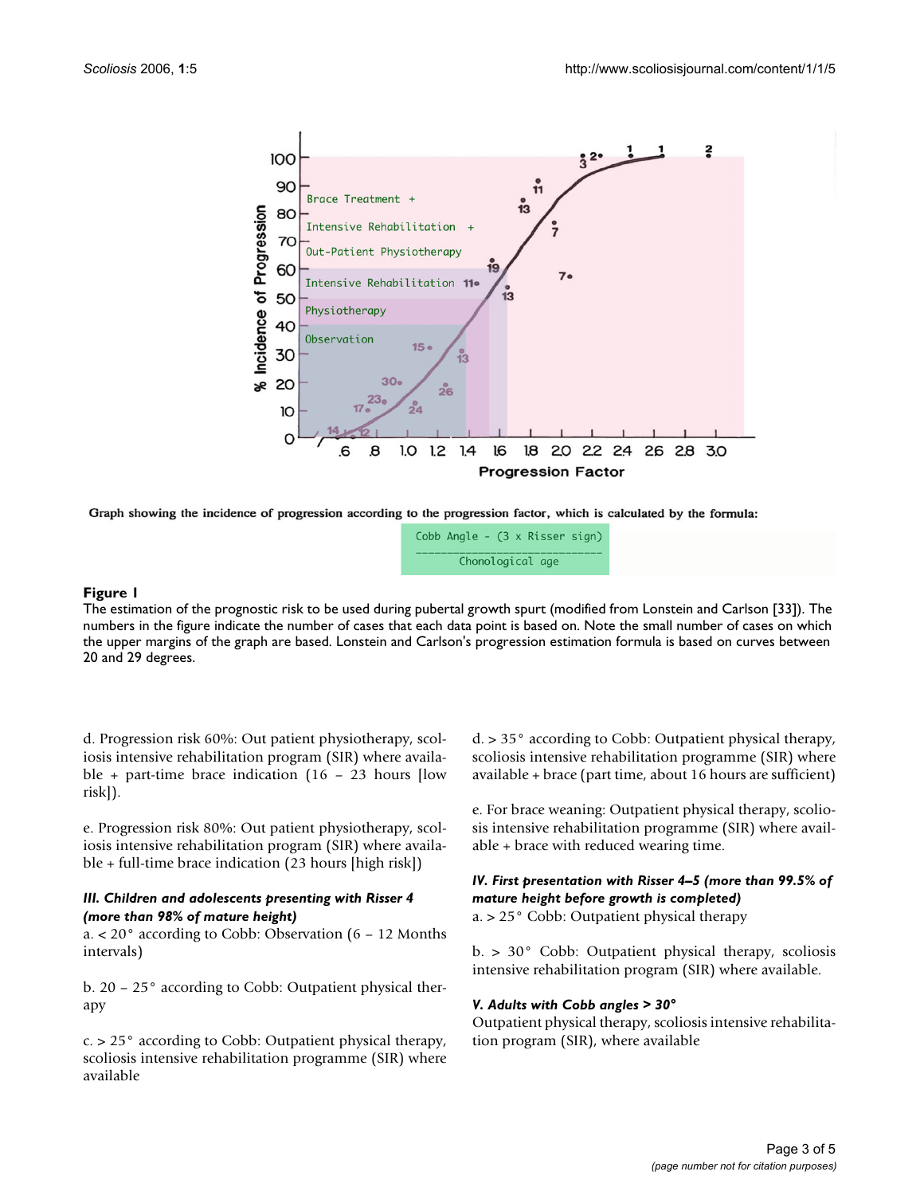Graph showing the incidence of progression according to the progression factor, which is calculated by the formula:

$$\frac{\text{Cobb Angle} - (3 \times \text{Risser sign})}{\text{Chonological age}}$$

**Figure 1**

The estimation of the prognostic risk to be used during pubertal growth spurt (modified from Lonstein and Carlson [33]). The numbers in the figure indicate the number of cases that each data point is based on. Note the small number of cases on which the upper margins of the graph are based. Lonstein and Carlson's progression estimation formula is based on curves between 20 and 29 degrees.

d. Progression risk 60%: Out patient physiotherapy, scoliosis intensive rehabilitation program (SIR) where available + part-time brace indication (16 – 23 hours [low risk]).

e. Progression risk 80%: Out patient physiotherapy, scoliosis intensive rehabilitation program (SIR) where available + full-time brace indication (23 hours [high risk])

***III. Children and adolescents presenting with Risser 4 (more than 98% of mature height)***

a. < 20° according to Cobb: Observation (6 – 12 Months intervals)

b. 20 – 25° according to Cobb: Outpatient physical therapy

c. > 25° according to Cobb: Outpatient physical therapy, scoliosis intensive rehabilitation programme (SIR) where available

d. > 35° according to Cobb: Outpatient physical therapy, scoliosis intensive rehabilitation programme (SIR) where available + brace (part time, about 16 hours are sufficient)

e. For brace weaning: Outpatient physical therapy, scoliosis intensive rehabilitation programme (SIR) where available + brace with reduced wearing time.

***IV. First presentation with Risser 4–5 (more than 99.5% of mature height before growth is completed)***

a. > 25° Cobb: Outpatient physical therapy

b. > 30° Cobb: Outpatient physical therapy, scoliosis intensive rehabilitation program (SIR) where available.

***V. Adults with Cobb angles > 30°***

Outpatient physical therapy, scoliosis intensive rehabilitation program (SIR), where available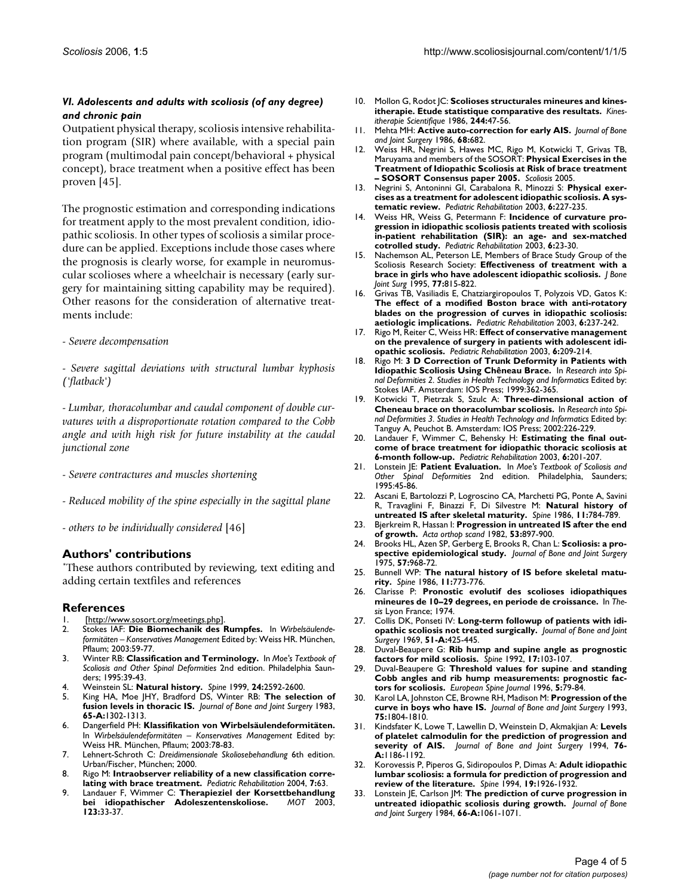### *VI. Adolescents and adults with scoliosis (of any degree) and chronic pain*

Outpatient physical therapy, scoliosis intensive rehabilitation program (SIR) where available, with a special pain program (multimodal pain concept/behavioral + physical concept), brace treatment when a positive effect has been proven [45].

The prognostic estimation and corresponding indications for treatment apply to the most prevalent condition, idiopathic scoliosis. In other types of scoliosis a similar procedure can be applied. Exceptions include those cases where the prognosis is clearly worse, for example in neuromuscular scolioses where a wheelchair is necessary (early surgery for maintaining sitting capability may be required). Other reasons for the consideration of alternative treatments include:

*- Severe decompensation*

*- Severe sagittal deviations with structural lumbar kyphosis ('flatback')*

*- Lumbar, thoracolumbar and caudal component of double curvatures with a disproportionate rotation compared to the Cobb angle and with high risk for future instability at the caudal junctional zone*

*- Severe contractures and muscles shortening*

*- Reduced mobility of the spine especially in the sagittal plane*

*- others to be individually considered* [46]

## Authors' contributions

*These authors contributed by reviewing, text editing and adding certain textfiles and references

## References

1. [http://www.sosort.org/meetings.php].
2. Stokes IAF: **Die Biomechanik des Rumpfes.** In *Wirbelsäulendeformitäten – Konservatives Management* Edited by: Weiss HR. München, Pflaum; 2003:59-77.
3. Winter RB: **Classification and Terminology.** In *Moe's Textbook of Scoliosis and Other Spinal Deformities* 2nd edition. Philadelphia Saunders; 1995:39-43.
4. Weinstein SL: **Natural history.** *Spine* 1999, **24:**2592-2600.
5. King HA, Moe JHY, Bradford DS, Winter RB: **The selection of fusion levels in thoracic IS.** *Journal of Bone and Joint Surgery* 1983, **65-A:**1302-1313.
6. Dangerfield PH: **Klassifikation von Wirbelsäulendeformitäten.** In *Wirbelsäulendeformitäten – Konservatives Management* Edited by: Weiss HR. München, Pflaum; 2003:78-83.
7. Lehnert-Schroth C: *Dreidimensionale Skoliosebehandlung* 6th edition. Urban/Fischer, München; 2000.
8. Rigo M: **Intraobserver reliability of a new classification correlating with brace treatment.** *Pediatric Rehabilitation* 2004, **7:**63.
9. Landauer F, Wimmer C: **Therapieziel der Korsettbehandlung bei idiopathischer Adoleszentenskoliose.** *MOT* 2003, **123:**33-37.
10. Mollon G, Rodot JC: **Scolioses structurales mineures and kinesitherapie. Etude statistique comparative des resultats.** *Kinesitherapie Scientifique* 1986, **244:**47-56.
11. Mehta MH: **Active auto-correction for early AIS.** *Journal of Bone and Joint Surgery* 1986, **68:**682.
12. Weiss HR, Negrini S, Hawes MC, Rigo M, Kotwicki T, Grivas TB, Maruyama and members of the SOSORT: **Physical Exercises in the Treatment of Idiopathic Scoliosis at Risk of brace treatment – SOSORT Consensus paper 2005.** *Scoliosis* 2005.
13. Negrini S, Antoninni GI, Carabalona R, Minozzi S: **Physical exercises as a treatment for adolescent idiopathic scoliosis. A systematic review.** *Pediatric Rehabilitation* 2003, **6:**227-235.
14. Weiss HR, Weiss G, Petermann F: **Incidence of curvature progression in idiopathic scoliosis patients treated with scoliosis in-patient rehabilitation (SIR): an age- and sex-matched cotrolled study.** *Pediatric Rehabilitation* 2003, **6:**23-30.
15. Nachemson AL, Peterson LE, Members of Brace Study Group of the Scoliosis Research Society: **Effectiveness of treatment with a brace in girls who have adolescent idiopathic scoliosis.** *J Bone Joint Surg* 1995, **77:**815-822.
16. Grivas TB, Vasiliadis E, Chatziargiropoulos T, Polyzois VD, Gatos K: **The effect of a modified Boston brace with anti-rotatory blades on the progression of curves in idiopathic scoliosis: aetiologic implications.** *Pediatric Rehabilitation* 2003, **6:**237-242.
17. Rigo M, Reiter C, Weiss HR: **Effect of conservative management on the prevalence of surgery in patients with adolescent idiopathic scoliosis.** *Pediatric Rehabilitation* 2003, **6:**209-214.
18. Rigo M: **3 D Correction of Trunk Deformity in Patients with Idiopathic Scoliosis Using Chêneau Brace.** In *Research into Spinal Deformities 2. Studies in Health Technology and Informatics* Edited by: Stokes IAF. Amsterdam: IOS Press; 1999:362-365.
19. Kotwicki T, Pietrzak S, Szulc A: **Three-dimensional action of Cheneau brace on thoracolumbar scoliosis.** In *Research into Spinal Deformities 3. Studies in Health Technology and Informatics* Edited by: Tanguy A, Peuchot B. Amsterdam: IOS Press; 2002:226-229.
20. Landauer F, Wimmer C, Behensky H: **Estimating the final outcome of brace treatment for idiopathic thoracic scoliosis at 6-month follow-up.** *Pediatric Rehabilitation* 2003, **6:**201-207.
21. Lonstein JE: **Patient Evaluation.** In *Moe's Textbook of Scoliosis and Other Spinal Deformities* 2nd edition. Philadelphia, Saunders; 1995:45-86.
22. Ascani E, Bartolozzi P, Logroscino CA, Marchetti PG, Ponte A, Savini R, Travaglini F, Binazzi F, Di Silvestre M: **Natural history of untreated IS after skeletal maturity.** *Spine* 1986, **11:**784-789.
23. Bjerkreim R, Hassan I: **Progression in untreated IS after the end of growth.** *Acta orthop scand* 1982, **53:**897-900.
24. Brooks HL, Azen SP, Gerberg E, Brooks R, Chan L: **Scoliosis: a prospective epidemiological study.** *Journal of Bone and Joint Surgery* 1975, **57:**968-72.
25. Bunnell WP: **The natural history of IS before skeletal maturity.** *Spine* 1986, **11:**773-776.
26. Clarisse P: **Pronostic evolutif des scolioses idiopathiques mineures de 10–29 degrees, en periode de croissance.** In *Thesis* Lyon France; 1974.
27. Collis DK, Ponseti IV: **Long-term followup of patients with idiopathic scoliosis not treated surgically.** *Journal of Bone and Joint Surgery* 1969, **51-A:**425-445.
28. Duval-Beaupere G: **Rib hump and supine angle as prognostic factors for mild scoliosis.** *Spine* 1992, **17:**103-107.
29. Duval-Beaupere G: **Threshold values for supine and standing Cobb angles and rib hump measurements: prognostic factors for scoliosis.** *European Spine Journal* 1996, **5:**79-84.
30. Karol LA, Johnston CE, Browne RH, Madison M: **Progression of the curve in boys who have IS.** *Journal of Bone and Joint Surgery* 1993, **75:**1804-1810.
31. Kindsfater K, Lowe T, Lawellin D, Weinstein D, Akmakjian A: **Levels of platelet calmodulin for the prediction of progression and severity of AIS.** *Journal of Bone and Joint Surgery* 1994, **76-A:**1186-1192.
32. Korovessis P, Piperos G, Sidiropoulos P, Dimas A: **Adult idiopathic lumbar scoliosis: a formula for prediction of progression and review of the literature.** *Spine* 1994, **19:**1926-1932.
33. Lonstein JE, Carlson JM: **The prediction of curve progression in untreated idiopathic scoliosis during growth.** *Journal of Bone and Joint Surgery* 1984, **66-A:**1061-1071.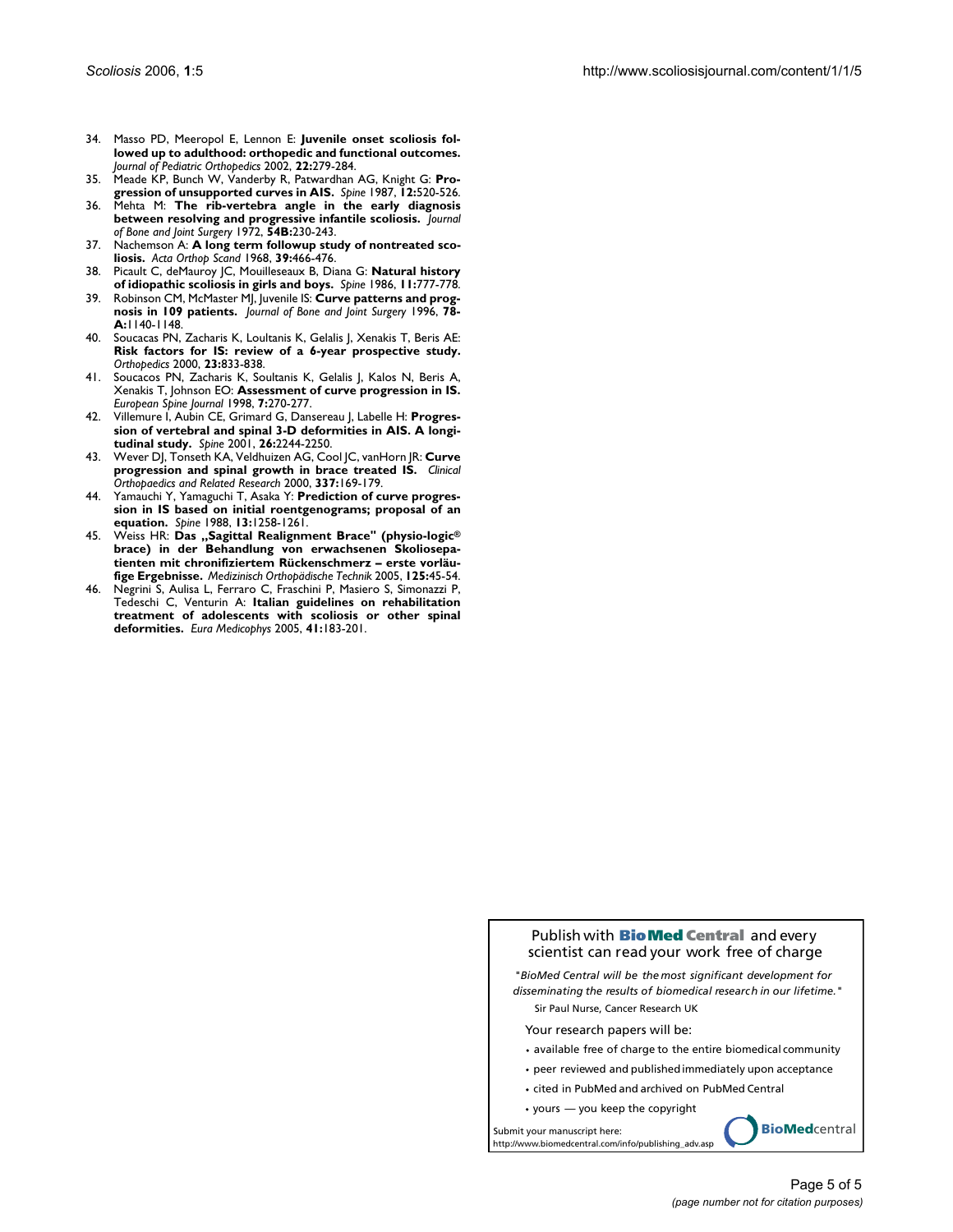34. Masso PD, Meeropol E, Lennon E: **Juvenile onset scoliosis followed up to adulthood: orthopedic and functional outcomes.** *Journal of Pediatric Orthopedics* 2002, **22:**279-284.
35. Meade KP, Bunch W, Vanderby R, Patwardhan AG, Knight G: **Progression of unsupported curves in AIS.** *Spine* 1987, **12:**520-526.
36. Mehta M: **The rib-vertebra angle in the early diagnosis between resolving and progressive infantile scoliosis.** *Journal of Bone and Joint Surgery* 1972, **54B:**230-243.
37. Nachemson A: **A long term followup study of nontreated scoliosis.** *Acta Orthop Scand* 1968, **39:**466-476.
38. Picault C, deMauroy JC, Mouilleseaux B, Diana G: **Natural history of idiopathic scoliosis in girls and boys.** *Spine* 1986, **11:**777-778.
39. Robinson CM, McMaster MJ, Juvenile IS: **Curve patterns and prognosis in 109 patients.** *Journal of Bone and Joint Surgery* 1996, **78-A:**1140-1148.
40. Soucacas PN, Zacharis K, Loultanis K, Gelalis J, Xenakis T, Beris AE: **Risk factors for IS: review of a 6-year prospective study.** *Orthopedics* 2000, **23:**833-838.
41. Soucacos PN, Zacharis K, Soultanis K, Gelalis J, Kalos N, Beris A, Xenakis T, Johnson EO: **Assessment of curve progression in IS.** *European Spine Journal* 1998, **7:**270-277.
42. Villemure I, Aubin CE, Grimard G, Dansereau J, Labelle H: **Progression of vertebral and spinal 3-D deformities in AIS. A longitudinal study.** *Spine* 2001, **26:**2244-2250.
43. Wever DJ, Tonseth KA, Veldhuizen AG, Cool JC, vanHorn JR: **Curve progression and spinal growth in brace treated IS.** *Clinical Orthopaedics and Related Research* 2000, **337:**169-179.
44. Yamauchi Y, Yamaguchi T, Asaka Y: **Prediction of curve progression in IS based on initial roentgenograms; proposal of an equation.** *Spine* 1988, **13:**1258-1261.
45. Weiss HR: **Das „Sagittal Realignment Brace" (physio-logic® brace) in der Behandlung von erwachsenen Skoliosepatienten mit chronifiziertem Rückenschmerz – erste vorläufige Ergebnisse.** *Medizinisch Orthopädische Technik* 2005, **125:**45-54.
46. Negrini S, Aulisa L, Ferraro C, Fraschini P, Masiero S, Simonazzi P, Tedeschi C, Venturin A: **Italian guidelines on rehabilitation treatment of adolescents with scoliosis or other spinal deformities.** *Eura Medicophys* 2005, **41:**183-201.

Publish with **BioMed Central** and every scientist can read your work free of charge

*"BioMed Central will be the most significant development for disseminating the results of biomedical research in our lifetime."*

Sir Paul Nurse, Cancer Research UK

Your research papers will be:

- available free of charge to the entire biomedical community
- peer reviewed and published immediately upon acceptance
- cited in PubMed and archived on PubMed Central
- yours — you keep the copyright

Submit your manuscript here:
http://www.biomedcentral.com/info/publishing_adv.asp

BioMedcentral